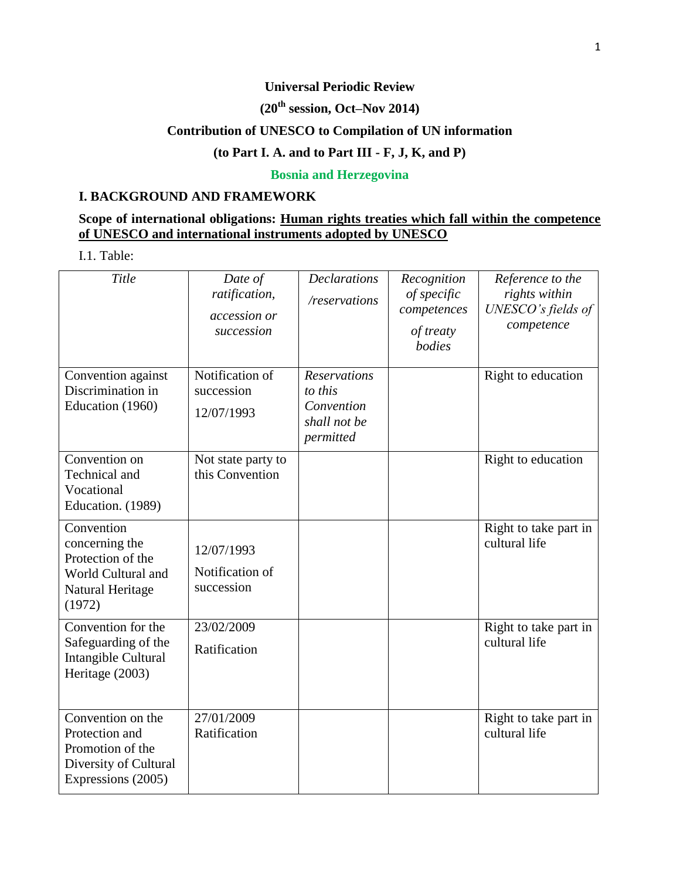**Universal Periodic Review**

**(20th session, Oct–Nov 2014)**

**Contribution of UNESCO to Compilation of UN information**

**(to Part I. A. and to Part III - F, J, K, and P)**

**Bosnia and Herzegovina**

## I. BACKGROUND AND FRAMEWORK

**Scope of international obligations: Human rights treaties which fall within the competence of UNESCO and international instruments adopted by UNESCO**

I.1. Table:

| *Title* | *Date of ratification, accession or succession* | *Declarations /reservations* | *Recognition of specific competences of treaty bodies* | *Reference to the rights within UNESCO's fields of competence* |
|---|---|---|---|---|
| Convention against Discrimination in Education (1960) | Notification of succession 12/07/1993 | *Reservations to this Convention shall not be permitted* | | Right to education |
| Convention on Technical and Vocational Education. (1989) | Not state party to this Convention | | | Right to education |
| Convention concerning the Protection of the World Cultural and Natural Heritage (1972) | 12/07/1993 Notification of succession | | | Right to take part in cultural life |
| Convention for the Safeguarding of the Intangible Cultural Heritage (2003) | 23/02/2009 Ratification | | | Right to take part in cultural life |
| Convention on the Protection and Promotion of the Diversity of Cultural Expressions (2005) | 27/01/2009 Ratification | | | Right to take part in cultural life |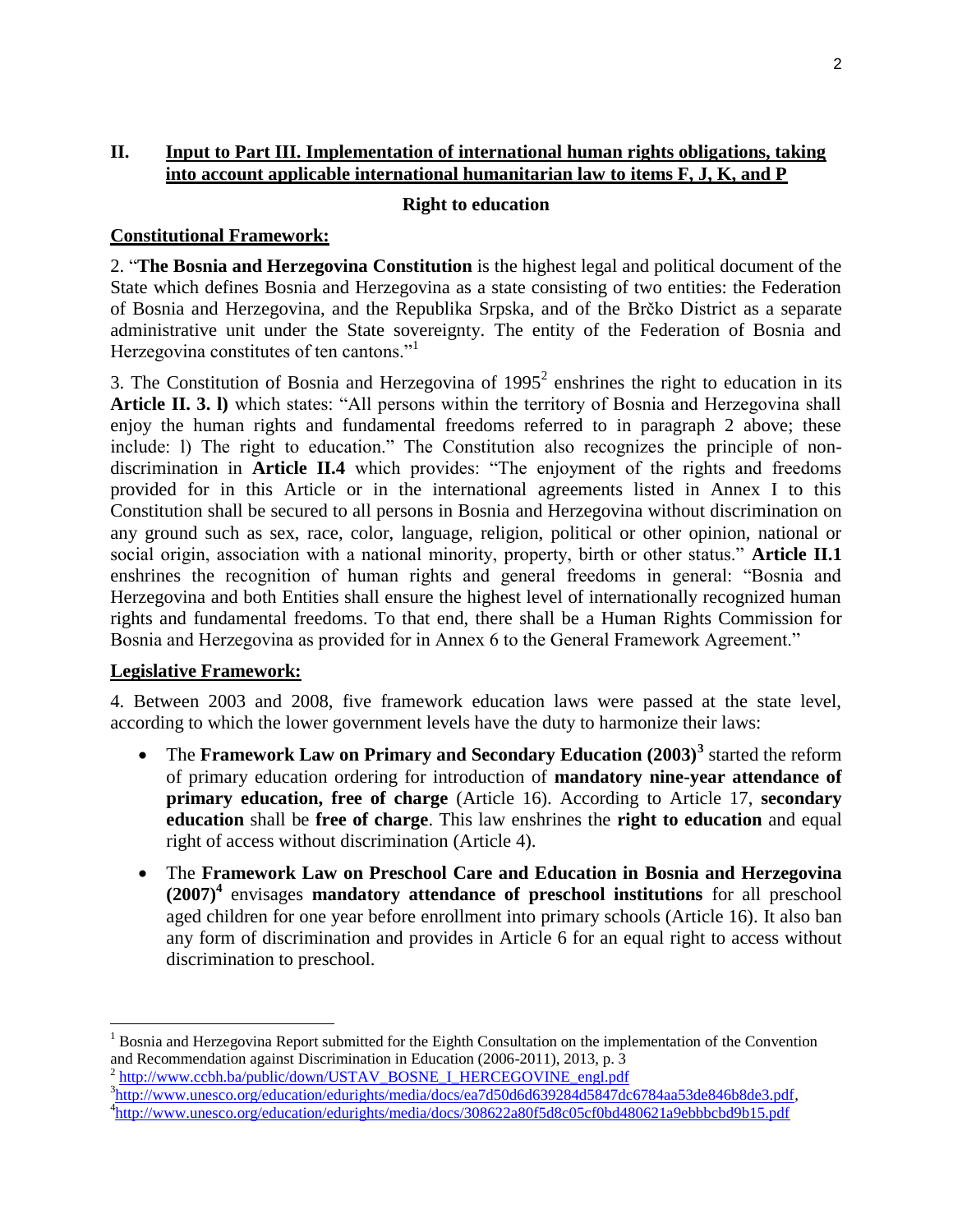## II. Input to Part III. Implementation of international human rights obligations, taking into account applicable international humanitarian law to items F, J, K, and P

### Right to education

**Constitutional Framework:**

2. "**The Bosnia and Herzegovina Constitution** is the highest legal and political document of the State which defines Bosnia and Herzegovina as a state consisting of two entities: the Federation of Bosnia and Herzegovina, and the Republika Srpska, and of the Brčko District as a separate administrative unit under the State sovereignty. The entity of the Federation of Bosnia and Herzegovina constitutes of ten cantons."[1]

3. The Constitution of Bosnia and Herzegovina of 1995[2] enshrines the right to education in its **Article II. 3. l)** which states: "All persons within the territory of Bosnia and Herzegovina shall enjoy the human rights and fundamental freedoms referred to in paragraph 2 above; these include: l) The right to education." The Constitution also recognizes the principle of non-discrimination in **Article II.4** which provides: "The enjoyment of the rights and freedoms provided for in this Article or in the international agreements listed in Annex I to this Constitution shall be secured to all persons in Bosnia and Herzegovina without discrimination on any ground such as sex, race, color, language, religion, political or other opinion, national or social origin, association with a national minority, property, birth or other status." **Article II.1** enshrines the recognition of human rights and general freedoms in general: "Bosnia and Herzegovina and both Entities shall ensure the highest level of internationally recognized human rights and fundamental freedoms. To that end, there shall be a Human Rights Commission for Bosnia and Herzegovina as provided for in Annex 6 to the General Framework Agreement."

**Legislative Framework:**

4. Between 2003 and 2008, five framework education laws were passed at the state level, according to which the lower government levels have the duty to harmonize their laws:

- The **Framework Law on Primary and Secondary Education (2003)**[3] started the reform of primary education ordering for introduction of **mandatory nine-year attendance of primary education, free of charge** (Article 16). According to Article 17, **secondary education** shall be **free of charge**. This law enshrines the **right to education** and equal right of access without discrimination (Article 4).
- The **Framework Law on Preschool Care and Education in Bosnia and Herzegovina (2007)**[4] envisages **mandatory attendance of preschool institutions** for all preschool aged children for one year before enrollment into primary schools (Article 16). It also ban any form of discrimination and provides in Article 6 for an equal right to access without discrimination to preschool.

---

[1] Bosnia and Herzegovina Report submitted for the Eighth Consultation on the implementation of the Convention and Recommendation against Discrimination in Education (2006-2011), 2013, p. 3

[2] http://www.ccbh.ba/public/down/USTAV_BOSNE_I_HERCEGOVINE_engl.pdf

[3] http://www.unesco.org/education/edurights/media/docs/ea7d50d6d639284d5847dc6784aa53de846b8de3.pdf,

[4] http://www.unesco.org/education/edurights/media/docs/308622a80f5d8c05cf0bd480621a9ebbbcbd9b15.pdf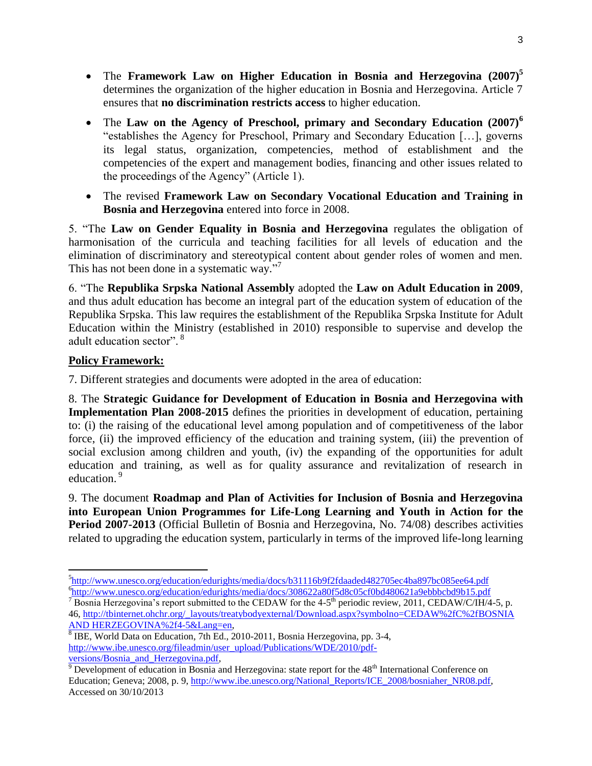- The **Framework Law on Higher Education in Bosnia and Herzegovina (2007)**[5] determines the organization of the higher education in Bosnia and Herzegovina. Article 7 ensures that **no discrimination restricts access** to higher education.
- The **Law on the Agency of Preschool, primary and Secondary Education (2007)**[6] "establishes the Agency for Preschool, Primary and Secondary Education […], governs its legal status, organization, competencies, method of establishment and the competencies of the expert and management bodies, financing and other issues related to the proceedings of the Agency" (Article 1).
- The revised **Framework Law on Secondary Vocational Education and Training in Bosnia and Herzegovina** entered into force in 2008.

5. "The **Law on Gender Equality in Bosnia and Herzegovina** regulates the obligation of harmonisation of the curricula and teaching facilities for all levels of education and the elimination of discriminatory and stereotypical content about gender roles of women and men. This has not been done in a systematic way."[7]

6. "The **Republika Srpska National Assembly** adopted the **Law on Adult Education in 2009**, and thus adult education has become an integral part of the education system of education of the Republika Srpska. This law requires the establishment of the Republika Srpska Institute for Adult Education within the Ministry (established in 2010) responsible to supervise and develop the adult education sector".[8]

**Policy Framework:**

7. Different strategies and documents were adopted in the area of education:

8. The **Strategic Guidance for Development of Education in Bosnia and Herzegovina with Implementation Plan 2008-2015** defines the priorities in development of education, pertaining to: (i) the raising of the educational level among population and of competitiveness of the labor force, (ii) the improved efficiency of the education and training system, (iii) the prevention of social exclusion among children and youth, (iv) the expanding of the opportunities for adult education and training, as well as for quality assurance and revitalization of research in education.[9]

9. The document **Roadmap and Plan of Activities for Inclusion of Bosnia and Herzegovina into European Union Programmes for Life-Long Learning and Youth in Action for the Period 2007-2013** (Official Bulletin of Bosnia and Herzegovina, No. 74/08) describes activities related to upgrading the education system, particularly in terms of the improved life-long learning

---

[5] http://www.unesco.org/education/edurights/media/docs/b31116b9f2fdaaded482705ec4ba897bc085ee64.pdf

[6] http://www.unesco.org/education/edurights/media/docs/308622a80f5d8c05cf0bd480621a9ebbbcbd9b15.pdf

[7] Bosnia Herzegovina's report submitted to the CEDAW for the 4-5th periodic review, 2011, CEDAW/C/IH/4-5, p. 46, http://tbinternet.ohchr.org/_layouts/treatybodyexternal/Download.aspx?symbolno=CEDAW%2fC%2fBOSNIA AND HERZEGOVINA%2f4-5&Lang=en,

[8] IBE, World Data on Education, 7th Ed., 2010-2011, Bosnia Herzegovina, pp. 3-4, http://www.ibe.unesco.org/fileadmin/user_upload/Publications/WDE/2010/pdf-versions/Bosnia_and_Herzegovina.pdf,

[9] Development of education in Bosnia and Herzegovina: state report for the 48th International Conference on Education; Geneva; 2008, p. 9, http://www.ibe.unesco.org/National_Reports/ICE_2008/bosniaher_NR08.pdf, Accessed on 30/10/2013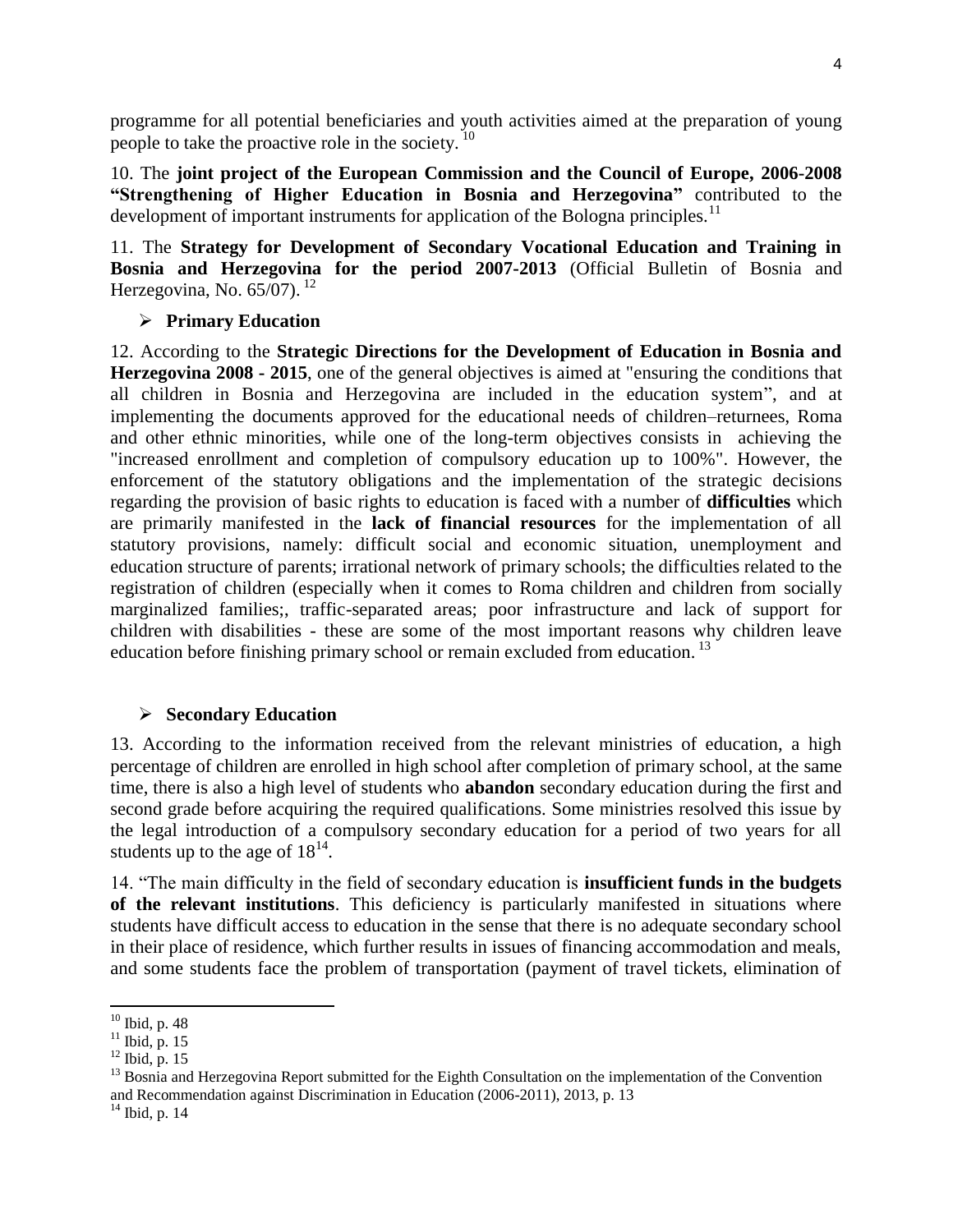programme for all potential beneficiaries and youth activities aimed at the preparation of young people to take the proactive role in the society. [10]

10. The **joint project of the European Commission and the Council of Europe, 2006-2008 "Strengthening of Higher Education in Bosnia and Herzegovina"** contributed to the development of important instruments for application of the Bologna principles.[11]

11. The **Strategy for Development of Secondary Vocational Education and Training in Bosnia and Herzegovina for the period 2007-2013** (Official Bulletin of Bosnia and Herzegovina, No. 65/07). [12]

- **Primary Education**

12. According to the **Strategic Directions for the Development of Education in Bosnia and Herzegovina 2008 - 2015**, one of the general objectives is aimed at "ensuring the conditions that all children in Bosnia and Herzegovina are included in the education system", and at implementing the documents approved for the educational needs of children–returnees, Roma and other ethnic minorities, while one of the long-term objectives consists in achieving the "increased enrollment and completion of compulsory education up to 100%". However, the enforcement of the statutory obligations and the implementation of the strategic decisions regarding the provision of basic rights to education is faced with a number of **difficulties** which are primarily manifested in the **lack of financial resources** for the implementation of all statutory provisions, namely: difficult social and economic situation, unemployment and education structure of parents; irrational network of primary schools; the difficulties related to the registration of children (especially when it comes to Roma children and children from socially marginalized families;, traffic-separated areas; poor infrastructure and lack of support for children with disabilities - these are some of the most important reasons why children leave education before finishing primary school or remain excluded from education. [13]

- **Secondary Education**

13. According to the information received from the relevant ministries of education, a high percentage of children are enrolled in high school after completion of primary school, at the same time, there is also a high level of students who **abandon** secondary education during the first and second grade before acquiring the required qualifications. Some ministries resolved this issue by the legal introduction of a compulsory secondary education for a period of two years for all students up to the age of 18[14].

14. "The main difficulty in the field of secondary education is **insufficient funds in the budgets of the relevant institutions**. This deficiency is particularly manifested in situations where students have difficult access to education in the sense that there is no adequate secondary school in their place of residence, which further results in issues of financing accommodation and meals, and some students face the problem of transportation (payment of travel tickets, elimination of

---

[10] Ibid, p. 48

[11] Ibid, p. 15

[12] Ibid, p. 15

[13] Bosnia and Herzegovina Report submitted for the Eighth Consultation on the implementation of the Convention and Recommendation against Discrimination in Education (2006-2011), 2013, p. 13

[14] Ibid, p. 14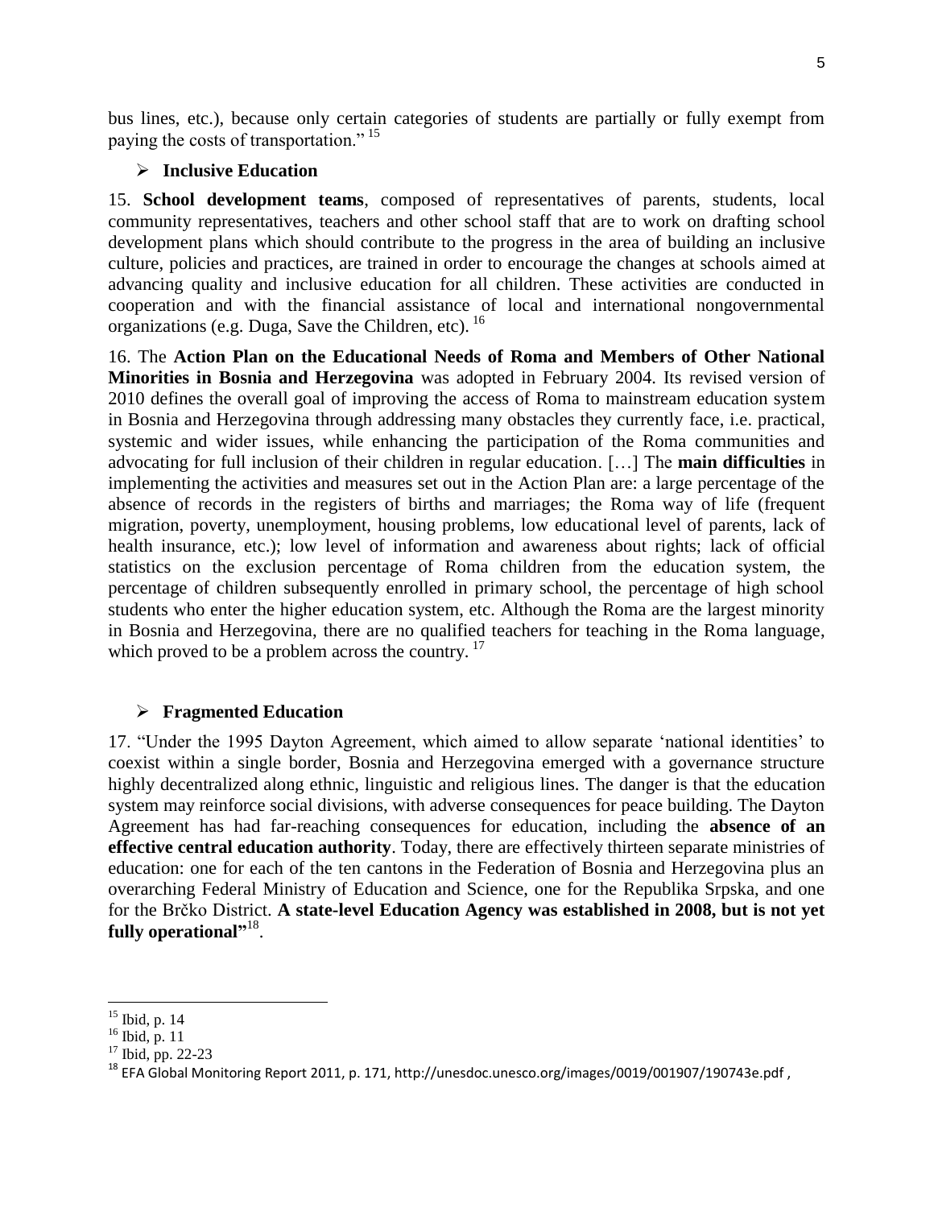bus lines, etc.), because only certain categories of students are partially or fully exempt from paying the costs of transportation." [15]

- **Inclusive Education**

15. **School development teams**, composed of representatives of parents, students, local community representatives, teachers and other school staff that are to work on drafting school development plans which should contribute to the progress in the area of building an inclusive culture, policies and practices, are trained in order to encourage the changes at schools aimed at advancing quality and inclusive education for all children. These activities are conducted in cooperation and with the financial assistance of local and international nongovernmental organizations (e.g. Duga, Save the Children, etc). [16]

16. The **Action Plan on the Educational Needs of Roma and Members of Other National Minorities in Bosnia and Herzegovina** was adopted in February 2004. Its revised version of 2010 defines the overall goal of improving the access of Roma to mainstream education system in Bosnia and Herzegovina through addressing many obstacles they currently face, i.e. practical, systemic and wider issues, while enhancing the participation of the Roma communities and advocating for full inclusion of their children in regular education. […] The **main difficulties** in implementing the activities and measures set out in the Action Plan are: a large percentage of the absence of records in the registers of births and marriages; the Roma way of life (frequent migration, poverty, unemployment, housing problems, low educational level of parents, lack of health insurance, etc.); low level of information and awareness about rights; lack of official statistics on the exclusion percentage of Roma children from the education system, the percentage of children subsequently enrolled in primary school, the percentage of high school students who enter the higher education system, etc. Although the Roma are the largest minority in Bosnia and Herzegovina, there are no qualified teachers for teaching in the Roma language, which proved to be a problem across the country. [17]

- **Fragmented Education**

17. "Under the 1995 Dayton Agreement, which aimed to allow separate 'national identities' to coexist within a single border, Bosnia and Herzegovina emerged with a governance structure highly decentralized along ethnic, linguistic and religious lines. The danger is that the education system may reinforce social divisions, with adverse consequences for peace building. The Dayton Agreement has had far-reaching consequences for education, including the **absence of an effective central education authority**. Today, there are effectively thirteen separate ministries of education: one for each of the ten cantons in the Federation of Bosnia and Herzegovina plus an overarching Federal Ministry of Education and Science, one for the Republika Srpska, and one for the Brčko District. **A state-level Education Agency was established in 2008, but is not yet fully operational"**[18].

---

[15] Ibid, p. 14

[16] Ibid, p. 11

[17] Ibid, pp. 22-23

[18] EFA Global Monitoring Report 2011, p. 171, http://unesdoc.unesco.org/images/0019/001907/190743e.pdf ,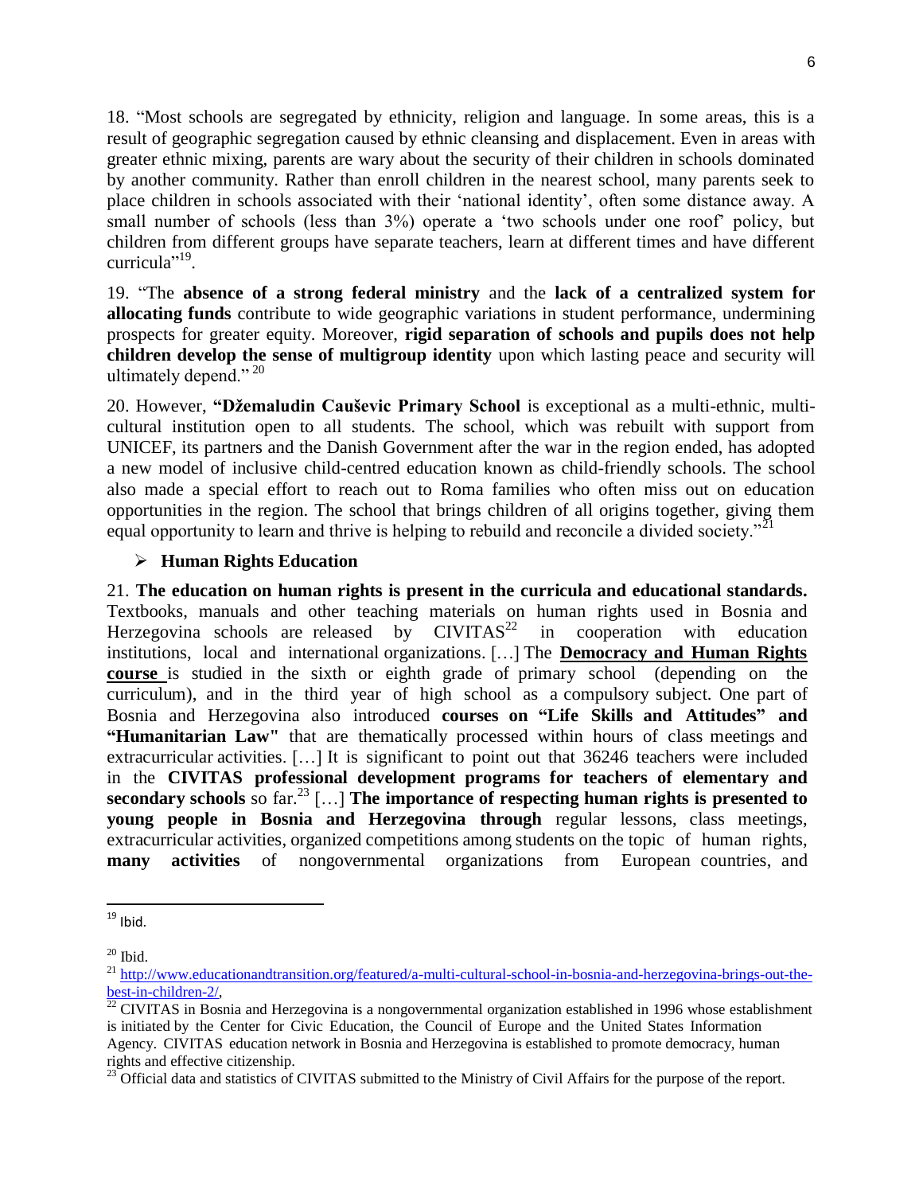18. "Most schools are segregated by ethnicity, religion and language. In some areas, this is a result of geographic segregation caused by ethnic cleansing and displacement. Even in areas with greater ethnic mixing, parents are wary about the security of their children in schools dominated by another community. Rather than enroll children in the nearest school, many parents seek to place children in schools associated with their 'national identity', often some distance away. A small number of schools (less than 3%) operate a 'two schools under one roof' policy, but children from different groups have separate teachers, learn at different times and have different curricula"[19].

19. "The **absence of a strong federal ministry** and the **lack of a centralized system for allocating funds** contribute to wide geographic variations in student performance, undermining prospects for greater equity. Moreover, **rigid separation of schools and pupils does not help children develop the sense of multigroup identity** upon which lasting peace and security will ultimately depend." [20]

20. However, **"Džemaludin Caušević Primary School** is exceptional as a multi-ethnic, multi-cultural institution open to all students. The school, which was rebuilt with support from UNICEF, its partners and the Danish Government after the war in the region ended, has adopted a new model of inclusive child-centred education known as child-friendly schools. The school also made a special effort to reach out to Roma families who often miss out on education opportunities in the region. The school that brings children of all origins together, giving them equal opportunity to learn and thrive is helping to rebuild and reconcile a divided society."[21]

- **Human Rights Education**

21. **The education on human rights is present in the curricula and educational standards.** Textbooks, manuals and other teaching materials on human rights used in Bosnia and Herzegovina schools are released by CIVITAS[22] in cooperation with education institutions, local and international organizations. […] The **Democracy and Human Rights course** is studied in the sixth or eighth grade of primary school (depending on the curriculum), and in the third year of high school as a compulsory subject. One part of Bosnia and Herzegovina also introduced **courses on "Life Skills and Attitudes" and "Humanitarian Law"** that are thematically processed within hours of class meetings and extracurricular activities. […] It is significant to point out that 36246 teachers were included in the **CIVITAS professional development programs for teachers of elementary and secondary schools** so far.[23] […] **The importance of respecting human rights is presented to young people in Bosnia and Herzegovina through** regular lessons, class meetings, extracurricular activities, organized competitions among students on the topic of human rights, **many activities** of nongovernmental organizations from European countries, and

---

[19] Ibid.

[20] Ibid.

[21] http://www.educationandtransition.org/featured/a-multi-cultural-school-in-bosnia-and-herzegovina-brings-out-the-best-in-children-2/,

[22] CIVITAS in Bosnia and Herzegovina is a nongovernmental organization established in 1996 whose establishment is initiated by the Center for Civic Education, the Council of Europe and the United States Information Agency. CIVITAS education network in Bosnia and Herzegovina is established to promote democracy, human rights and effective citizenship.

[23] Official data and statistics of CIVITAS submitted to the Ministry of Civil Affairs for the purpose of the report.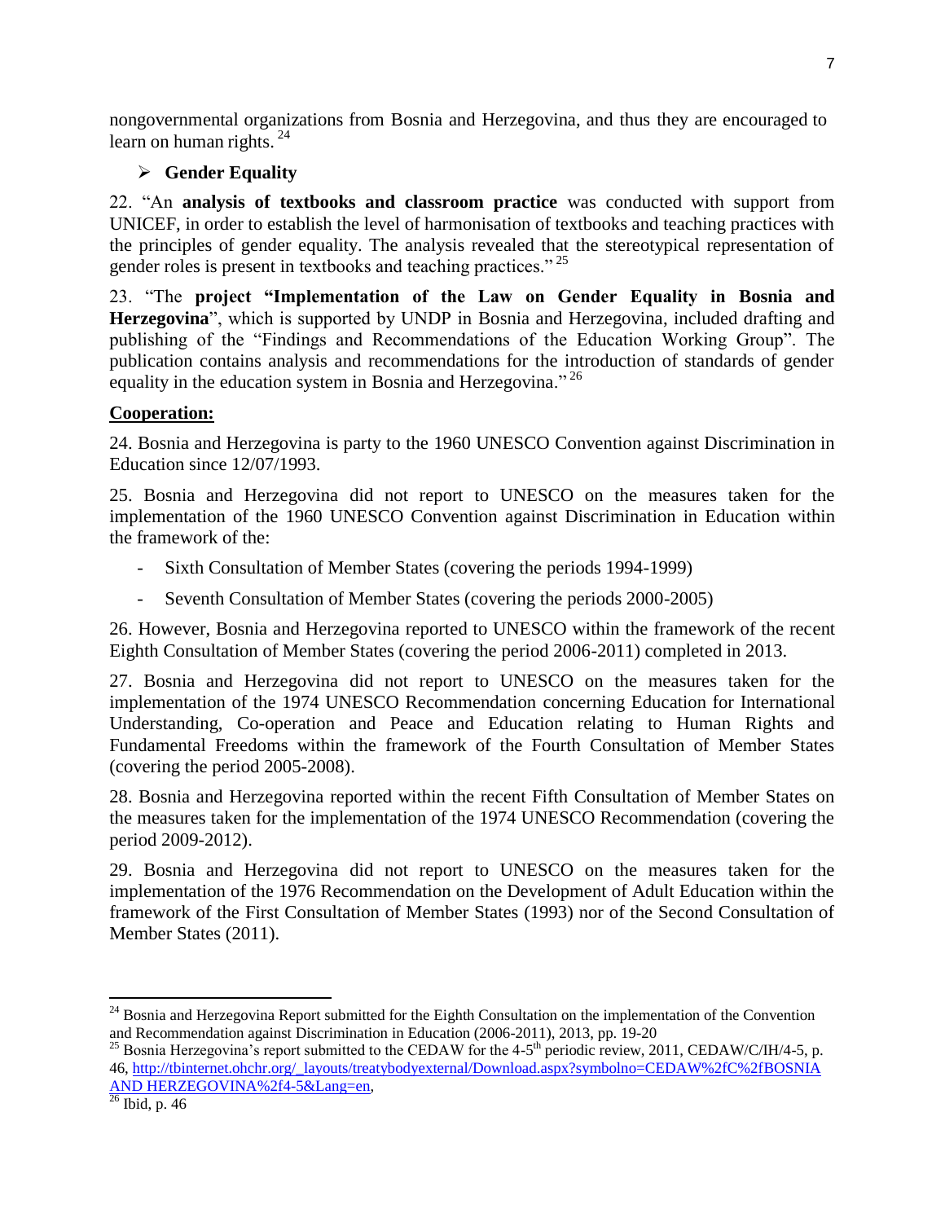nongovernmental organizations from Bosnia and Herzegovina, and thus they are encouraged to learn on human rights. [24]

- **Gender Equality**

22. "An **analysis of textbooks and classroom practice** was conducted with support from UNICEF, in order to establish the level of harmonisation of textbooks and teaching practices with the principles of gender equality. The analysis revealed that the stereotypical representation of gender roles is present in textbooks and teaching practices." [25]

23. "The **project "Implementation of the Law on Gender Equality in Bosnia and Herzegovina**", which is supported by UNDP in Bosnia and Herzegovina, included drafting and publishing of the "Findings and Recommendations of the Education Working Group". The publication contains analysis and recommendations for the introduction of standards of gender equality in the education system in Bosnia and Herzegovina." [26]

**Cooperation:**

24. Bosnia and Herzegovina is party to the 1960 UNESCO Convention against Discrimination in Education since 12/07/1993.

25. Bosnia and Herzegovina did not report to UNESCO on the measures taken for the implementation of the 1960 UNESCO Convention against Discrimination in Education within the framework of the:

- Sixth Consultation of Member States (covering the periods 1994-1999)
- Seventh Consultation of Member States (covering the periods 2000-2005)

26. However, Bosnia and Herzegovina reported to UNESCO within the framework of the recent Eighth Consultation of Member States (covering the period 2006-2011) completed in 2013.

27. Bosnia and Herzegovina did not report to UNESCO on the measures taken for the implementation of the 1974 UNESCO Recommendation concerning Education for International Understanding, Co-operation and Peace and Education relating to Human Rights and Fundamental Freedoms within the framework of the Fourth Consultation of Member States (covering the period 2005-2008).

28. Bosnia and Herzegovina reported within the recent Fifth Consultation of Member States on the measures taken for the implementation of the 1974 UNESCO Recommendation (covering the period 2009-2012).

29. Bosnia and Herzegovina did not report to UNESCO on the measures taken for the implementation of the 1976 Recommendation on the Development of Adult Education within the framework of the First Consultation of Member States (1993) nor of the Second Consultation of Member States (2011).

---

[24] Bosnia and Herzegovina Report submitted for the Eighth Consultation on the implementation of the Convention and Recommendation against Discrimination in Education (2006-2011), 2013, pp. 19-20

[25] Bosnia Herzegovina's report submitted to the CEDAW for the 4-5th periodic review, 2011, CEDAW/C/IH/4-5, p. 46, http://tbinternet.ohchr.org/_layouts/treatybodyexternal/Download.aspx?symbolno=CEDAW%2fC%2fBOSNIA AND HERZEGOVINA%2f4-5&Lang=en,

[26] Ibid, p. 46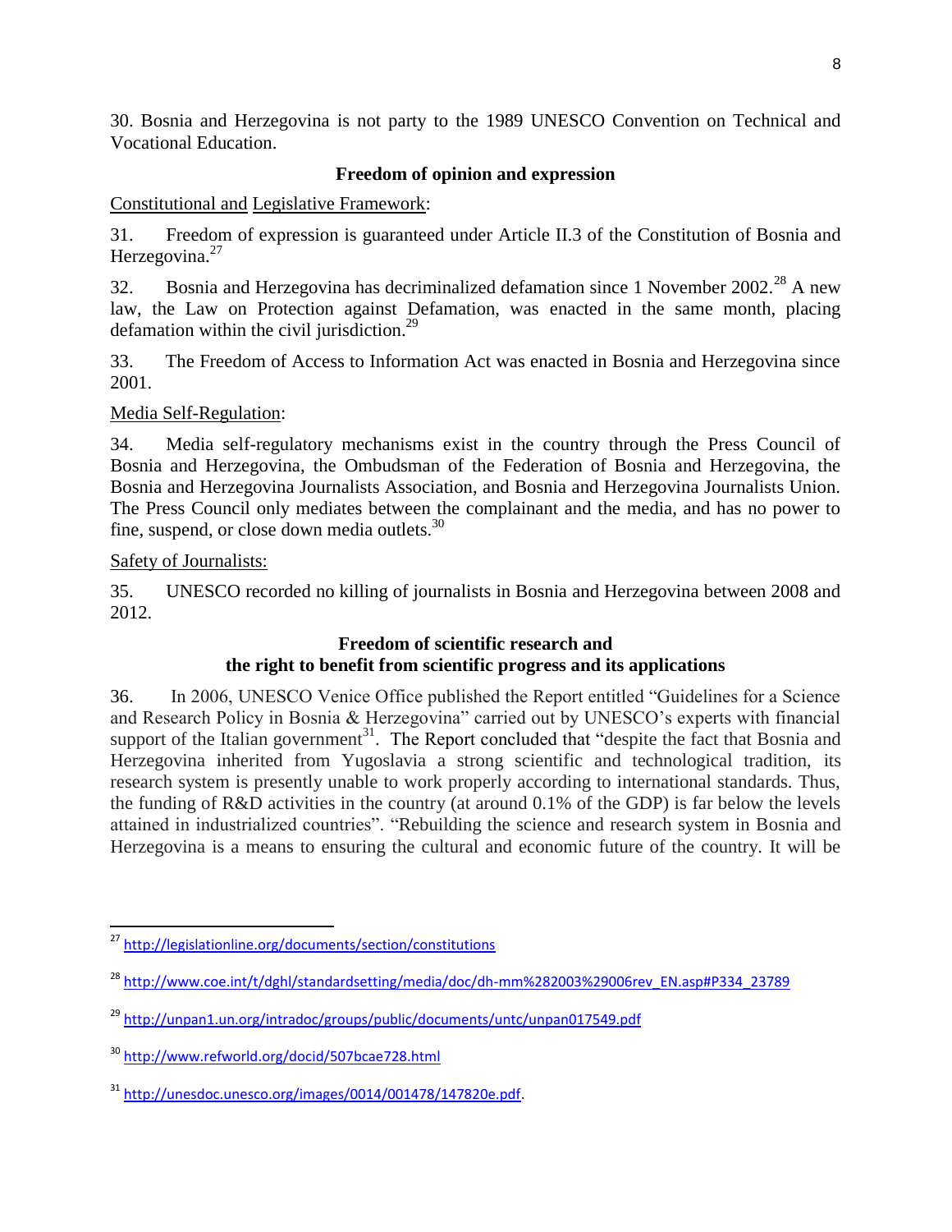30. Bosnia and Herzegovina is not party to the 1989 UNESCO Convention on Technical and Vocational Education.

### Freedom of opinion and expression

Constitutional and Legislative Framework:

31. Freedom of expression is guaranteed under Article II.3 of the Constitution of Bosnia and Herzegovina.[27]

32. Bosnia and Herzegovina has decriminalized defamation since 1 November 2002.[28] A new law, the Law on Protection against Defamation, was enacted in the same month, placing defamation within the civil jurisdiction.[29]

33. The Freedom of Access to Information Act was enacted in Bosnia and Herzegovina since 2001.

Media Self-Regulation:

34. Media self-regulatory mechanisms exist in the country through the Press Council of Bosnia and Herzegovina, the Ombudsman of the Federation of Bosnia and Herzegovina, the Bosnia and Herzegovina Journalists Association, and Bosnia and Herzegovina Journalists Union. The Press Council only mediates between the complainant and the media, and has no power to fine, suspend, or close down media outlets.[30]

Safety of Journalists:

35. UNESCO recorded no killing of journalists in Bosnia and Herzegovina between 2008 and 2012.

### Freedom of scientific research and the right to benefit from scientific progress and its applications

36. In 2006, UNESCO Venice Office published the Report entitled "Guidelines for a Science and Research Policy in Bosnia & Herzegovina" carried out by UNESCO's experts with financial support of the Italian government[31]. The Report concluded that "despite the fact that Bosnia and Herzegovina inherited from Yugoslavia a strong scientific and technological tradition, its research system is presently unable to work properly according to international standards. Thus, the funding of R&D activities in the country (at around 0.1% of the GDP) is far below the levels attained in industrialized countries". "Rebuilding the science and research system in Bosnia and Herzegovina is a means to ensuring the cultural and economic future of the country. It will be

---

[27] http://legislationline.org/documents/section/constitutions

[28] http://www.coe.int/t/dghl/standardsetting/media/doc/dh-mm%282003%29006rev_EN.asp#P334_23789

[29] http://unpan1.un.org/intradoc/groups/public/documents/untc/unpan017549.pdf

[30] http://www.refworld.org/docid/507bcae728.html

[31] http://unesdoc.unesco.org/images/0014/001478/147820e.pdf.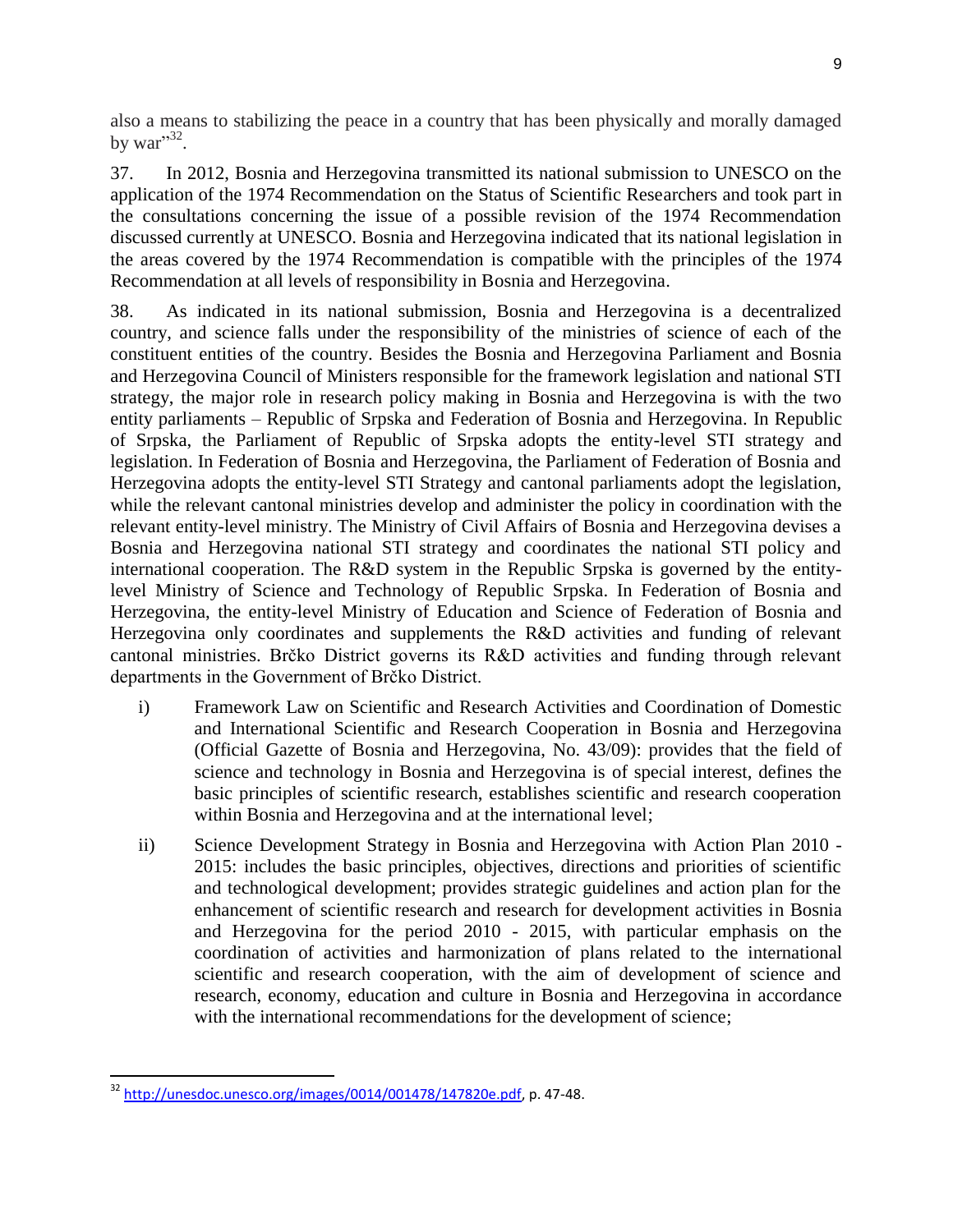also a means to stabilizing the peace in a country that has been physically and morally damaged by war"[32].

37. In 2012, Bosnia and Herzegovina transmitted its national submission to UNESCO on the application of the 1974 Recommendation on the Status of Scientific Researchers and took part in the consultations concerning the issue of a possible revision of the 1974 Recommendation discussed currently at UNESCO. Bosnia and Herzegovina indicated that its national legislation in the areas covered by the 1974 Recommendation is compatible with the principles of the 1974 Recommendation at all levels of responsibility in Bosnia and Herzegovina.

38. As indicated in its national submission, Bosnia and Herzegovina is a decentralized country, and science falls under the responsibility of the ministries of science of each of the constituent entities of the country. Besides the Bosnia and Herzegovina Parliament and Bosnia and Herzegovina Council of Ministers responsible for the framework legislation and national STI strategy, the major role in research policy making in Bosnia and Herzegovina is with the two entity parliaments – Republic of Srpska and Federation of Bosnia and Herzegovina. In Republic of Srpska, the Parliament of Republic of Srpska adopts the entity-level STI strategy and legislation. In Federation of Bosnia and Herzegovina, the Parliament of Federation of Bosnia and Herzegovina adopts the entity-level STI Strategy and cantonal parliaments adopt the legislation, while the relevant cantonal ministries develop and administer the policy in coordination with the relevant entity-level ministry. The Ministry of Civil Affairs of Bosnia and Herzegovina devises a Bosnia and Herzegovina national STI strategy and coordinates the national STI policy and international cooperation. The R&D system in the Republic Srpska is governed by the entity-level Ministry of Science and Technology of Republic Srpska. In Federation of Bosnia and Herzegovina, the entity-level Ministry of Education and Science of Federation of Bosnia and Herzegovina only coordinates and supplements the R&D activities and funding of relevant cantonal ministries. Brčko District governs its R&D activities and funding through relevant departments in the Government of Brčko District.

i) Framework Law on Scientific and Research Activities and Coordination of Domestic and International Scientific and Research Cooperation in Bosnia and Herzegovina (Official Gazette of Bosnia and Herzegovina, No. 43/09): provides that the field of science and technology in Bosnia and Herzegovina is of special interest, defines the basic principles of scientific research, establishes scientific and research cooperation within Bosnia and Herzegovina and at the international level;

ii) Science Development Strategy in Bosnia and Herzegovina with Action Plan 2010 - 2015: includes the basic principles, objectives, directions and priorities of scientific and technological development; provides strategic guidelines and action plan for the enhancement of scientific research and research for development activities in Bosnia and Herzegovina for the period 2010 - 2015, with particular emphasis on the coordination of activities and harmonization of plans related to the international scientific and research cooperation, with the aim of development of science and research, economy, education and culture in Bosnia and Herzegovina in accordance with the international recommendations for the development of science;

[32] http://unesdoc.unesco.org/images/0014/001478/147820e.pdf, p. 47-48.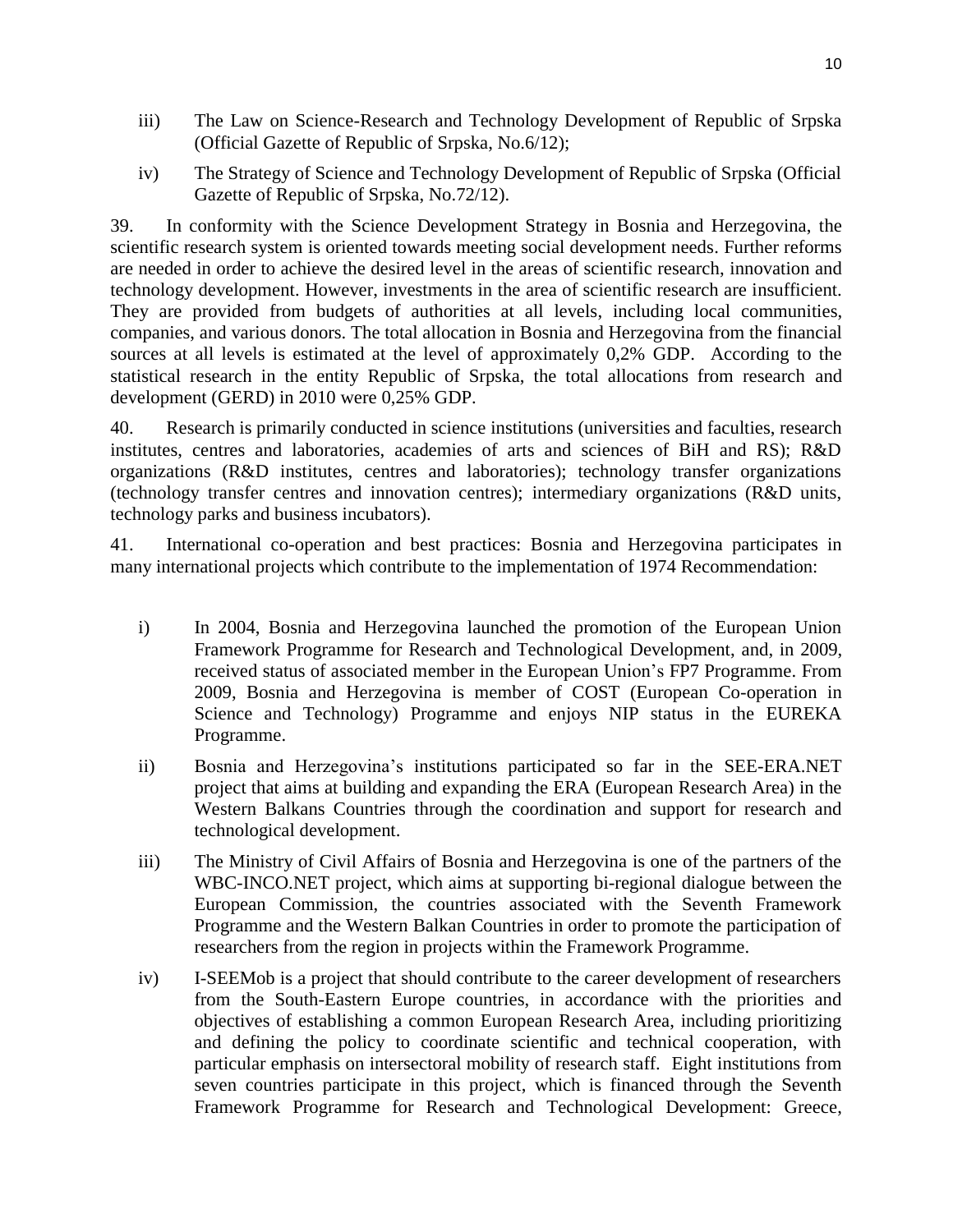iii) The Law on Science-Research and Technology Development of Republic of Srpska (Official Gazette of Republic of Srpska, No.6/12);

iv) The Strategy of Science and Technology Development of Republic of Srpska (Official Gazette of Republic of Srpska, No.72/12).

39. In conformity with the Science Development Strategy in Bosnia and Herzegovina, the scientific research system is oriented towards meeting social development needs. Further reforms are needed in order to achieve the desired level in the areas of scientific research, innovation and technology development. However, investments in the area of scientific research are insufficient. They are provided from budgets of authorities at all levels, including local communities, companies, and various donors. The total allocation in Bosnia and Herzegovina from the financial sources at all levels is estimated at the level of approximately 0,2% GDP. According to the statistical research in the entity Republic of Srpska, the total allocations from research and development (GERD) in 2010 were 0,25% GDP.

40. Research is primarily conducted in science institutions (universities and faculties, research institutes, centres and laboratories, academies of arts and sciences of BiH and RS); R&D organizations (R&D institutes, centres and laboratories); technology transfer organizations (technology transfer centres and innovation centres); intermediary organizations (R&D units, technology parks and business incubators).

41. International co-operation and best practices: Bosnia and Herzegovina participates in many international projects which contribute to the implementation of 1974 Recommendation:

i) In 2004, Bosnia and Herzegovina launched the promotion of the European Union Framework Programme for Research and Technological Development, and, in 2009, received status of associated member in the European Union's FP7 Programme. From 2009, Bosnia and Herzegovina is member of COST (European Co-operation in Science and Technology) Programme and enjoys NIP status in the EUREKA Programme.

ii) Bosnia and Herzegovina's institutions participated so far in the SEE-ERA.NET project that aims at building and expanding the ERA (European Research Area) in the Western Balkans Countries through the coordination and support for research and technological development.

iii) The Ministry of Civil Affairs of Bosnia and Herzegovina is one of the partners of the WBC-INCO.NET project, which aims at supporting bi-regional dialogue between the European Commission, the countries associated with the Seventh Framework Programme and the Western Balkan Countries in order to promote the participation of researchers from the region in projects within the Framework Programme.

iv) I-SEEMob is a project that should contribute to the career development of researchers from the South-Eastern Europe countries, in accordance with the priorities and objectives of establishing a common European Research Area, including prioritizing and defining the policy to coordinate scientific and technical cooperation, with particular emphasis on intersectoral mobility of research staff. Eight institutions from seven countries participate in this project, which is financed through the Seventh Framework Programme for Research and Technological Development: Greece,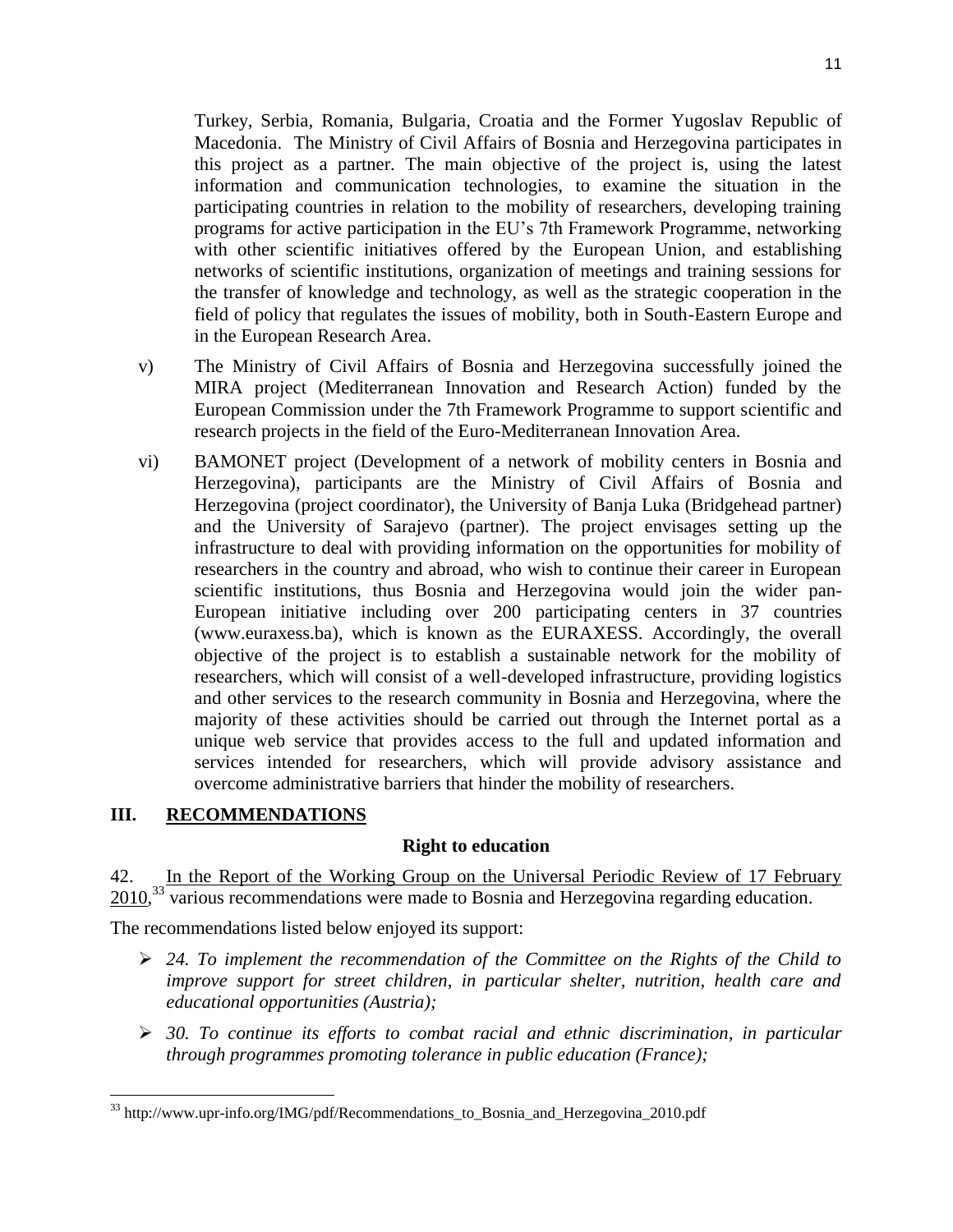Turkey, Serbia, Romania, Bulgaria, Croatia and the Former Yugoslav Republic of Macedonia. The Ministry of Civil Affairs of Bosnia and Herzegovina participates in this project as a partner. The main objective of the project is, using the latest information and communication technologies, to examine the situation in the participating countries in relation to the mobility of researchers, developing training programs for active participation in the EU's 7th Framework Programme, networking with other scientific initiatives offered by the European Union, and establishing networks of scientific institutions, organization of meetings and training sessions for the transfer of knowledge and technology, as well as the strategic cooperation in the field of policy that regulates the issues of mobility, both in South-Eastern Europe and in the European Research Area.

v) The Ministry of Civil Affairs of Bosnia and Herzegovina successfully joined the MIRA project (Mediterranean Innovation and Research Action) funded by the European Commission under the 7th Framework Programme to support scientific and research projects in the field of the Euro-Mediterranean Innovation Area.

vi) BAMONET project (Development of a network of mobility centers in Bosnia and Herzegovina), participants are the Ministry of Civil Affairs of Bosnia and Herzegovina (project coordinator), the University of Banja Luka (Bridgehead partner) and the University of Sarajevo (partner). The project envisages setting up the infrastructure to deal with providing information on the opportunities for mobility of researchers in the country and abroad, who wish to continue their career in European scientific institutions, thus Bosnia and Herzegovina would join the wider pan-European initiative including over 200 participating centers in 37 countries (www.euraxess.ba), which is known as the EURAXESS. Accordingly, the overall objective of the project is to establish a sustainable network for the mobility of researchers, which will consist of a well-developed infrastructure, providing logistics and other services to the research community in Bosnia and Herzegovina, where the majority of these activities should be carried out through the Internet portal as a unique web service that provides access to the full and updated information and services intended for researchers, which will provide advisory assistance and overcome administrative barriers that hinder the mobility of researchers.

## III. RECOMMENDATIONS

### Right to education

42. In the Report of the Working Group on the Universal Periodic Review of 17 February 2010,[33] various recommendations were made to Bosnia and Herzegovina regarding education.

The recommendations listed below enjoyed its support:

- *24. To implement the recommendation of the Committee on the Rights of the Child to improve support for street children, in particular shelter, nutrition, health care and educational opportunities (Austria);*
- *30. To continue its efforts to combat racial and ethnic discrimination, in particular through programmes promoting tolerance in public education (France);*

[33] http://www.upr-info.org/IMG/pdf/Recommendations_to_Bosnia_and_Herzegovina_2010.pdf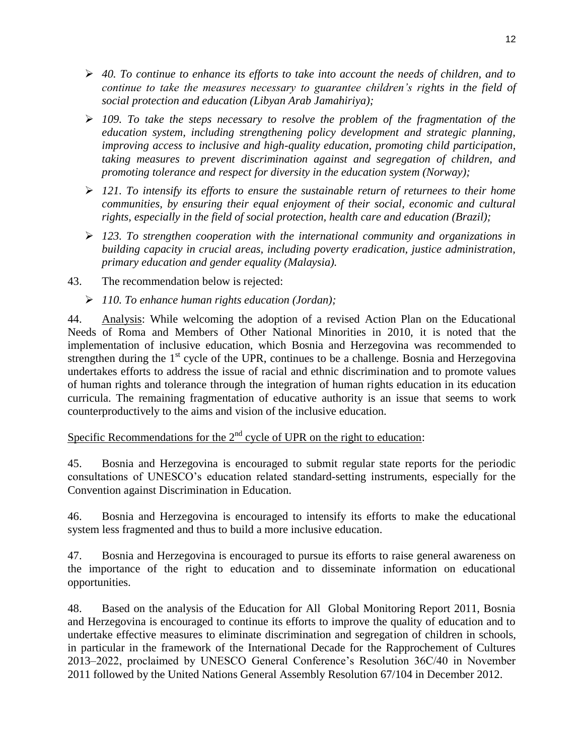- *40. To continue to enhance its efforts to take into account the needs of children, and to continue to take the measures necessary to guarantee children's rights in the field of social protection and education (Libyan Arab Jamahiriya);*
- *109. To take the steps necessary to resolve the problem of the fragmentation of the education system, including strengthening policy development and strategic planning, improving access to inclusive and high-quality education, promoting child participation, taking measures to prevent discrimination against and segregation of children, and promoting tolerance and respect for diversity in the education system (Norway);*
- *121. To intensify its efforts to ensure the sustainable return of returnees to their home communities, by ensuring their equal enjoyment of their social, economic and cultural rights, especially in the field of social protection, health care and education (Brazil);*
- *123. To strengthen cooperation with the international community and organizations in building capacity in crucial areas, including poverty eradication, justice administration, primary education and gender equality (Malaysia).*

43. The recommendation below is rejected:

- *110. To enhance human rights education (Jordan);*

44. Analysis: While welcoming the adoption of a revised Action Plan on the Educational Needs of Roma and Members of Other National Minorities in 2010, it is noted that the implementation of inclusive education, which Bosnia and Herzegovina was recommended to strengthen during the 1st cycle of the UPR, continues to be a challenge. Bosnia and Herzegovina undertakes efforts to address the issue of racial and ethnic discrimination and to promote values of human rights and tolerance through the integration of human rights education in its education curricula. The remaining fragmentation of educative authority is an issue that seems to work counterproductively to the aims and vision of the inclusive education.

Specific Recommendations for the 2nd cycle of UPR on the right to education:

45. Bosnia and Herzegovina is encouraged to submit regular state reports for the periodic consultations of UNESCO's education related standard-setting instruments, especially for the Convention against Discrimination in Education.

46. Bosnia and Herzegovina is encouraged to intensify its efforts to make the educational system less fragmented and thus to build a more inclusive education.

47. Bosnia and Herzegovina is encouraged to pursue its efforts to raise general awareness on the importance of the right to education and to disseminate information on educational opportunities.

48. Based on the analysis of the Education for All Global Monitoring Report 2011, Bosnia and Herzegovina is encouraged to continue its efforts to improve the quality of education and to undertake effective measures to eliminate discrimination and segregation of children in schools, in particular in the framework of the International Decade for the Rapprochement of Cultures 2013–2022, proclaimed by UNESCO General Conference's Resolution 36C/40 in November 2011 followed by the United Nations General Assembly Resolution 67/104 in December 2012.